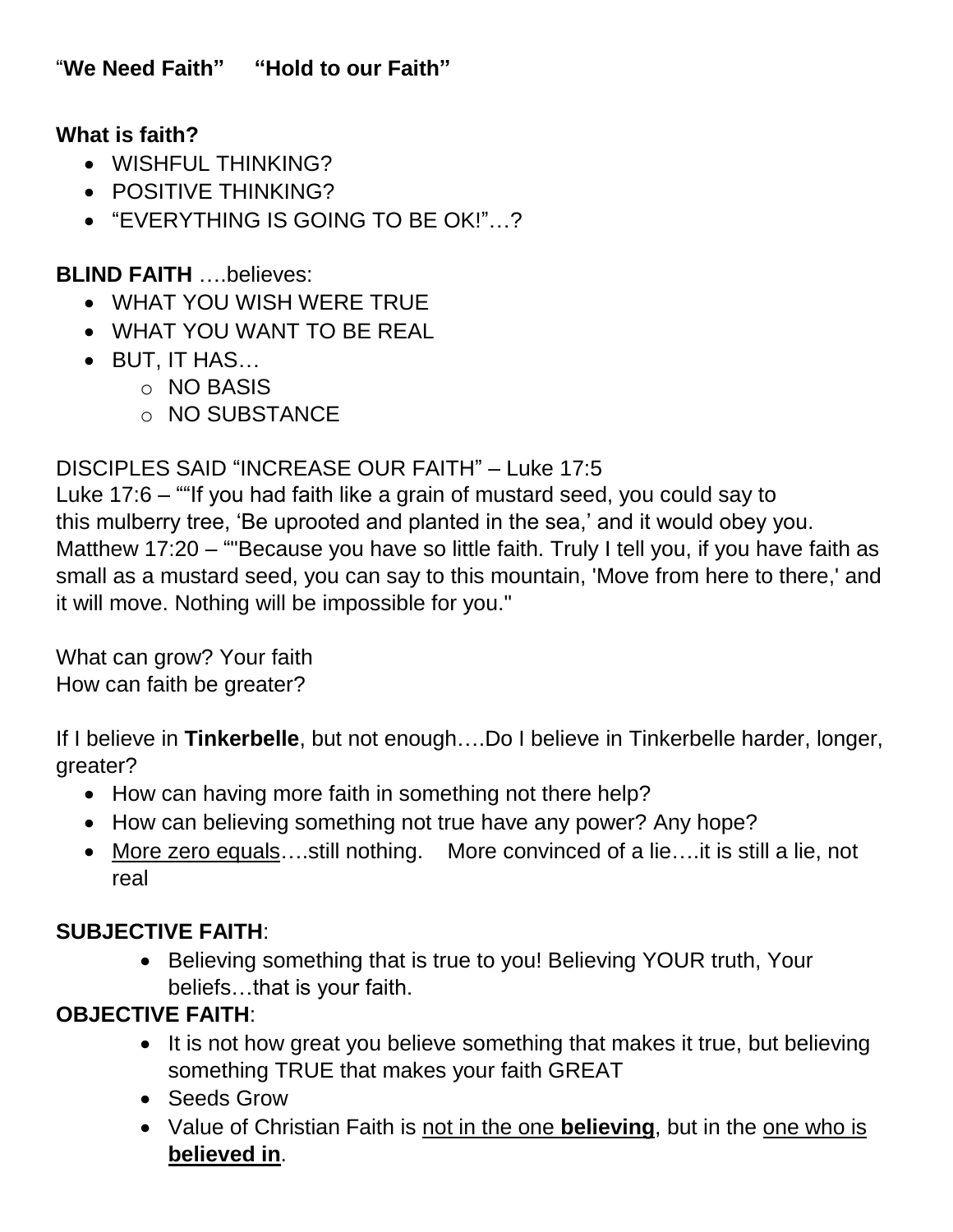**"We Need Faith"   "Hold to our Faith"**

**What is faith?**

- WISHFUL THINKING?
- POSITIVE THINKING?
- "EVERYTHING IS GOING TO BE OK!"…?

**BLIND FAITH** ….believes:

- WHAT YOU WISH WERE TRUE
- WHAT YOU WANT TO BE REAL
- BUT, IT HAS…
  - NO BASIS
  - NO SUBSTANCE

DISCIPLES SAID "INCREASE OUR FAITH" – Luke 17:5
Luke 17:6 – ""If you had faith like a grain of mustard seed, you could say to this mulberry tree, 'Be uprooted and planted in the sea,' and it would obey you.
Matthew 17:20 – ""Because you have so little faith. Truly I tell you, if you have faith as small as a mustard seed, you can say to this mountain, 'Move from here to there,' and it will move. Nothing will be impossible for you."

What can grow? Your faith
How can faith be greater?

If I believe in **Tinkerbelle**, but not enough….Do I believe in Tinkerbelle harder, longer, greater?

- How can having more faith in something not there help?
- How can believing something not true have any power? Any hope?
- <u>More zero equals</u>….still nothing.   More convinced of a lie….it is still a lie, not real

**SUBJECTIVE FAITH**:

- Believing something that is true to you! Believing YOUR truth, Your beliefs…that is your faith.

**OBJECTIVE FAITH**:

- It is not how great you believe something that makes it true, but believing something TRUE that makes your faith GREAT
- Seeds Grow
- Value of Christian Faith is <u>not in the one **believing**</u>, but in the <u>one who is **believed in**</u>.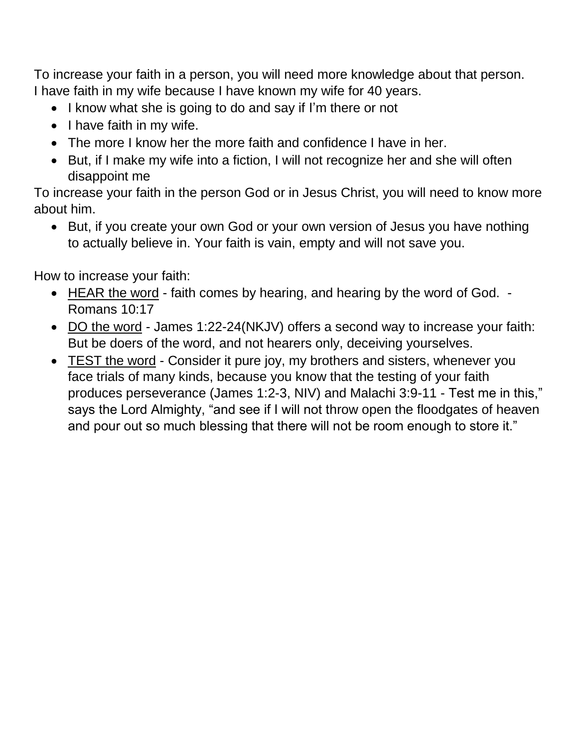To increase your faith in a person, you will need more knowledge about that person. I have faith in my wife because I have known my wife for 40 years.

- I know what she is going to do and say if I'm there or not
- I have faith in my wife.
- The more I know her the more faith and confidence I have in her.
- But, if I make my wife into a fiction, I will not recognize her and she will often disappoint me

To increase your faith in the person God or in Jesus Christ, you will need to know more about him.

- But, if you create your own God or your own version of Jesus you have nothing to actually believe in. Your faith is vain, empty and will not save you.

How to increase your faith:

- <u>HEAR the word</u> - faith comes by hearing, and hearing by the word of God. - Romans 10:17
- <u>DO the word</u> - James 1:22-24(NKJV) offers a second way to increase your faith: But be doers of the word, and not hearers only, deceiving yourselves.
- <u>TEST the word</u> - Consider it pure joy, my brothers and sisters, whenever you face trials of many kinds, because you know that the testing of your faith produces perseverance (James 1:2-3, NIV) and Malachi 3:9-11 - Test me in this," says the Lord Almighty, "and see if I will not throw open the floodgates of heaven and pour out so much blessing that there will not be room enough to store it."